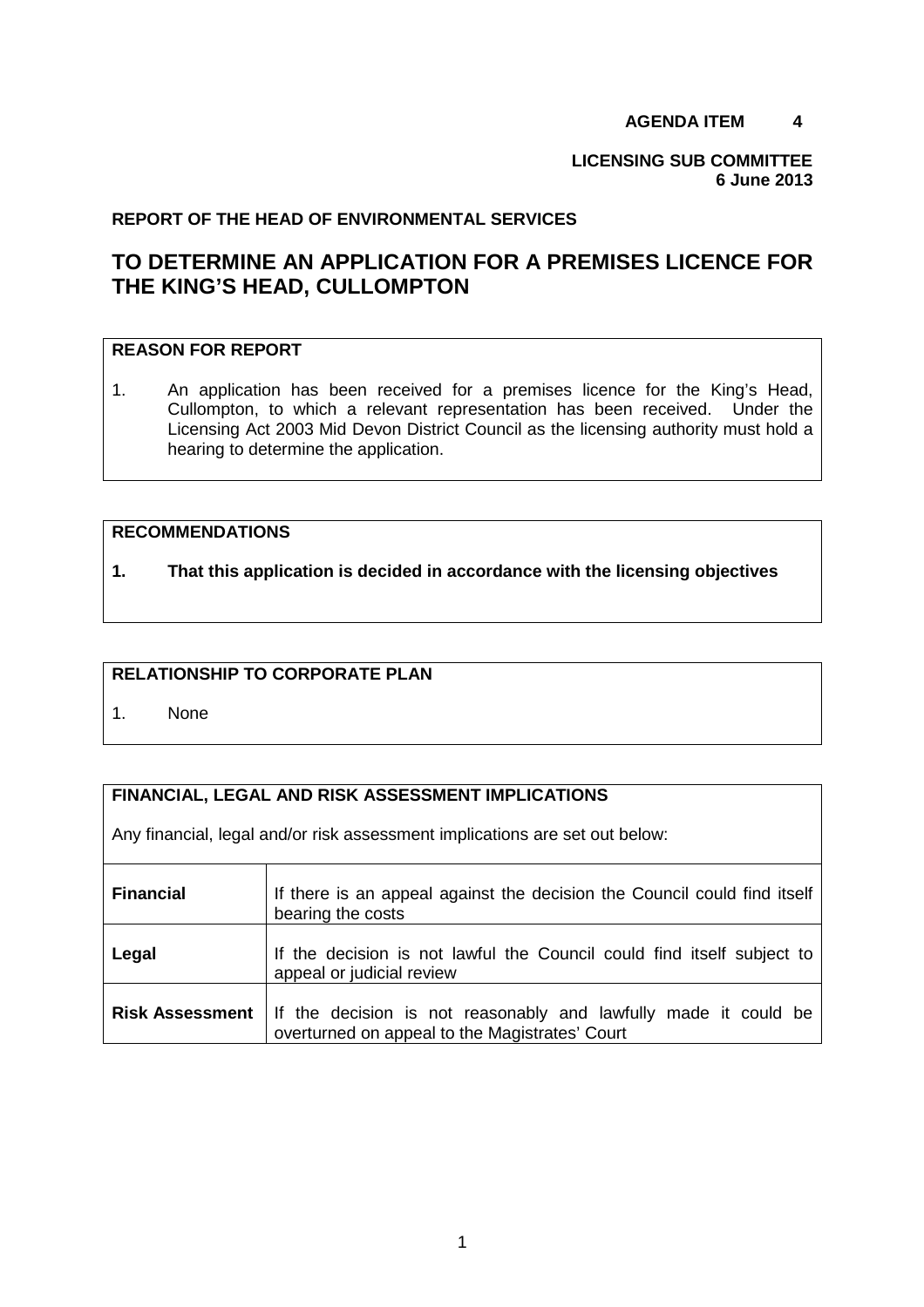**AGENDA ITEM 4**

**LICENSING SUB COMMITTEE**
**6 June 2013**

**REPORT OF THE HEAD OF ENVIRONMENTAL SERVICES**

# TO DETERMINE AN APPLICATION FOR A PREMISES LICENCE FOR THE KING'S HEAD, CULLOMPTON

**REASON FOR REPORT**

1. An application has been received for a premises licence for the King's Head, Cullompton, to which a relevant representation has been received. Under the Licensing Act 2003 Mid Devon District Council as the licensing authority must hold a hearing to determine the application.

**RECOMMENDATIONS**

**1. That this application is decided in accordance with the licensing objectives**

**RELATIONSHIP TO CORPORATE PLAN**

1. None

**FINANCIAL, LEGAL AND RISK ASSESSMENT IMPLICATIONS**

Any financial, legal and/or risk assessment implications are set out below:

| | |
|---|---|
| **Financial** | If there is an appeal against the decision the Council could find itself bearing the costs |
| **Legal** | If the decision is not lawful the Council could find itself subject to appeal or judicial review |
| **Risk Assessment** | If the decision is not reasonably and lawfully made it could be overturned on appeal to the Magistrates' Court |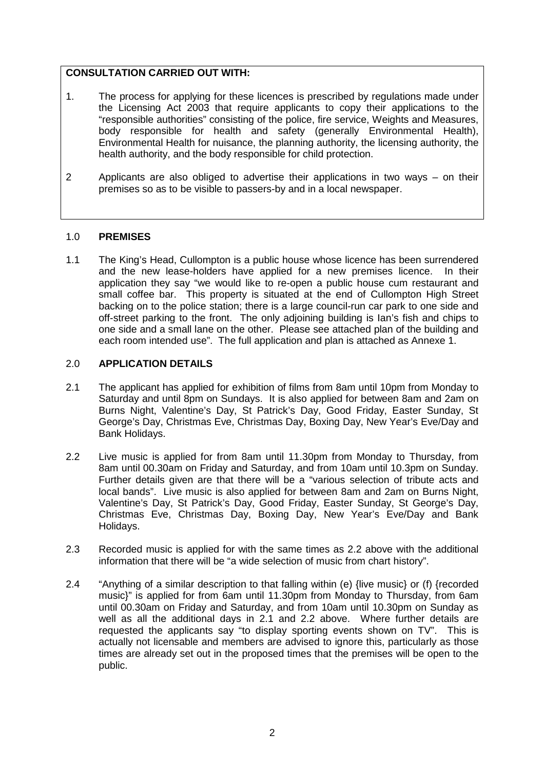**CONSULTATION CARRIED OUT WITH:**

1. The process for applying for these licences is prescribed by regulations made under the Licensing Act 2003 that require applicants to copy their applications to the "responsible authorities" consisting of the police, fire service, Weights and Measures, body responsible for health and safety (generally Environmental Health), Environmental Health for nuisance, the planning authority, the licensing authority, the health authority, and the body responsible for child protection.

2 Applicants are also obliged to advertise their applications in two ways – on their premises so as to be visible to passers-by and in a local newspaper.

## 1.0 PREMISES

1.1 The King's Head, Cullompton is a public house whose licence has been surrendered and the new lease-holders have applied for a new premises licence. In their application they say "we would like to re-open a public house cum restaurant and small coffee bar. This property is situated at the end of Cullompton High Street backing on to the police station; there is a large council-run car park to one side and off-street parking to the front. The only adjoining building is Ian's fish and chips to one side and a small lane on the other. Please see attached plan of the building and each room intended use". The full application and plan is attached as Annexe 1.

## 2.0 APPLICATION DETAILS

2.1 The applicant has applied for exhibition of films from 8am until 10pm from Monday to Saturday and until 8pm on Sundays. It is also applied for between 8am and 2am on Burns Night, Valentine's Day, St Patrick's Day, Good Friday, Easter Sunday, St George's Day, Christmas Eve, Christmas Day, Boxing Day, New Year's Eve/Day and Bank Holidays.

2.2 Live music is applied for from 8am until 11.30pm from Monday to Thursday, from 8am until 00.30am on Friday and Saturday, and from 10am until 10.3pm on Sunday. Further details given are that there will be a "various selection of tribute acts and local bands". Live music is also applied for between 8am and 2am on Burns Night, Valentine's Day, St Patrick's Day, Good Friday, Easter Sunday, St George's Day, Christmas Eve, Christmas Day, Boxing Day, New Year's Eve/Day and Bank Holidays.

2.3 Recorded music is applied for with the same times as 2.2 above with the additional information that there will be "a wide selection of music from chart history".

2.4 "Anything of a similar description to that falling within (e) {live music} or (f) {recorded music}" is applied for from 6am until 11.30pm from Monday to Thursday, from 6am until 00.30am on Friday and Saturday, and from 10am until 10.30pm on Sunday as well as all the additional days in 2.1 and 2.2 above. Where further details are requested the applicants say "to display sporting events shown on TV". This is actually not licensable and members are advised to ignore this, particularly as those times are already set out in the proposed times that the premises will be open to the public.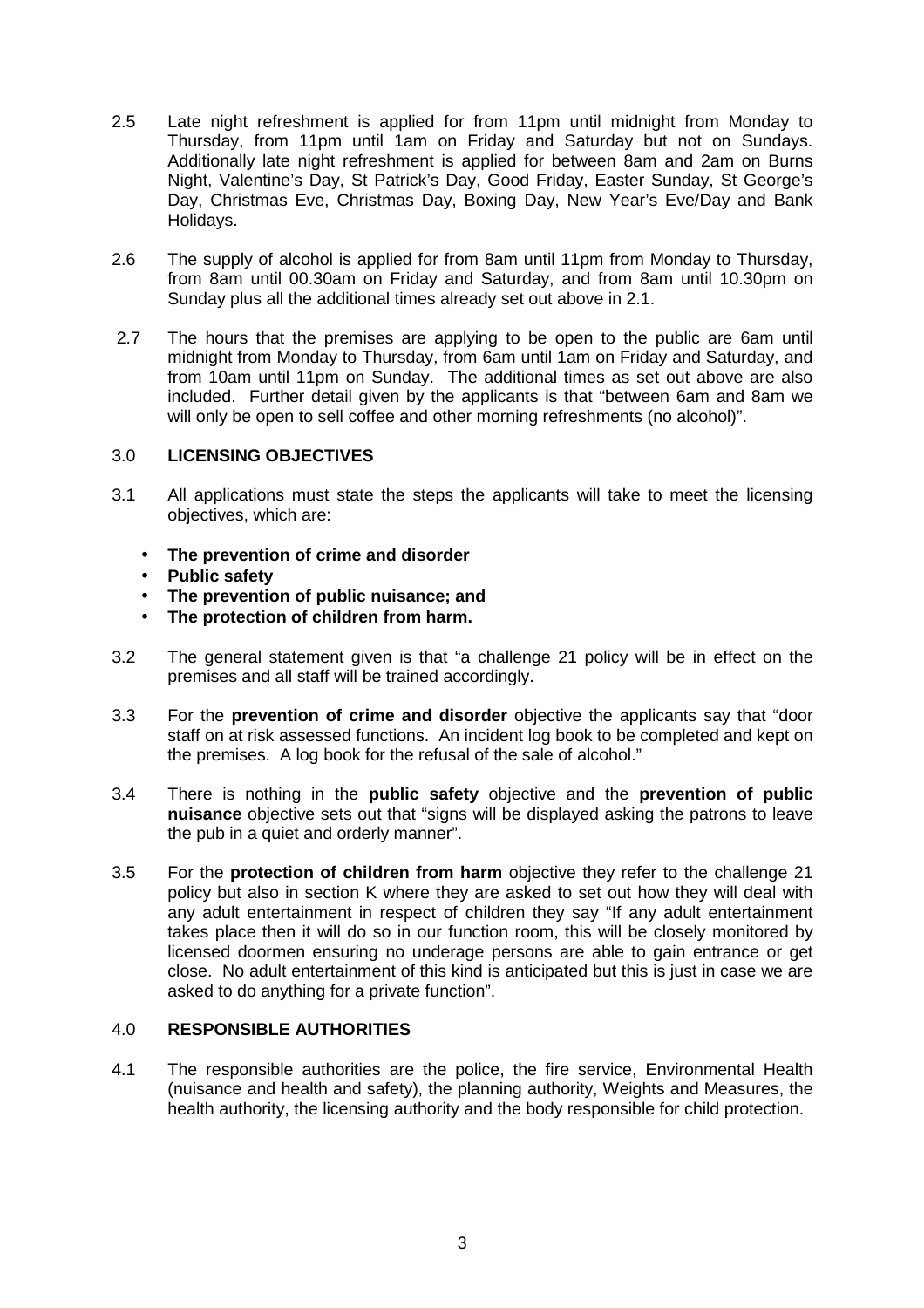2.5 Late night refreshment is applied for from 11pm until midnight from Monday to Thursday, from 11pm until 1am on Friday and Saturday but not on Sundays. Additionally late night refreshment is applied for between 8am and 2am on Burns Night, Valentine's Day, St Patrick's Day, Good Friday, Easter Sunday, St George's Day, Christmas Eve, Christmas Day, Boxing Day, New Year's Eve/Day and Bank Holidays.

2.6 The supply of alcohol is applied for from 8am until 11pm from Monday to Thursday, from 8am until 00.30am on Friday and Saturday, and from 8am until 10.30pm on Sunday plus all the additional times already set out above in 2.1.

2.7 The hours that the premises are applying to be open to the public are 6am until midnight from Monday to Thursday, from 6am until 1am on Friday and Saturday, and from 10am until 11pm on Sunday. The additional times as set out above are also included. Further detail given by the applicants is that "between 6am and 8am we will only be open to sell coffee and other morning refreshments (no alcohol)".

## 3.0 LICENSING OBJECTIVES

3.1 All applications must state the steps the applicants will take to meet the licensing objectives, which are:

- **The prevention of crime and disorder**
- **Public safety**
- **The prevention of public nuisance; and**
- **The protection of children from harm.**

3.2 The general statement given is that "a challenge 21 policy will be in effect on the premises and all staff will be trained accordingly.

3.3 For the **prevention of crime and disorder** objective the applicants say that "door staff on at risk assessed functions. An incident log book to be completed and kept on the premises. A log book for the refusal of the sale of alcohol."

3.4 There is nothing in the **public safety** objective and the **prevention of public nuisance** objective sets out that "signs will be displayed asking the patrons to leave the pub in a quiet and orderly manner".

3.5 For the **protection of children from harm** objective they refer to the challenge 21 policy but also in section K where they are asked to set out how they will deal with any adult entertainment in respect of children they say "If any adult entertainment takes place then it will do so in our function room, this will be closely monitored by licensed doormen ensuring no underage persons are able to gain entrance or get close. No adult entertainment of this kind is anticipated but this is just in case we are asked to do anything for a private function".

## 4.0 RESPONSIBLE AUTHORITIES

4.1 The responsible authorities are the police, the fire service, Environmental Health (nuisance and health and safety), the planning authority, Weights and Measures, the health authority, the licensing authority and the body responsible for child protection.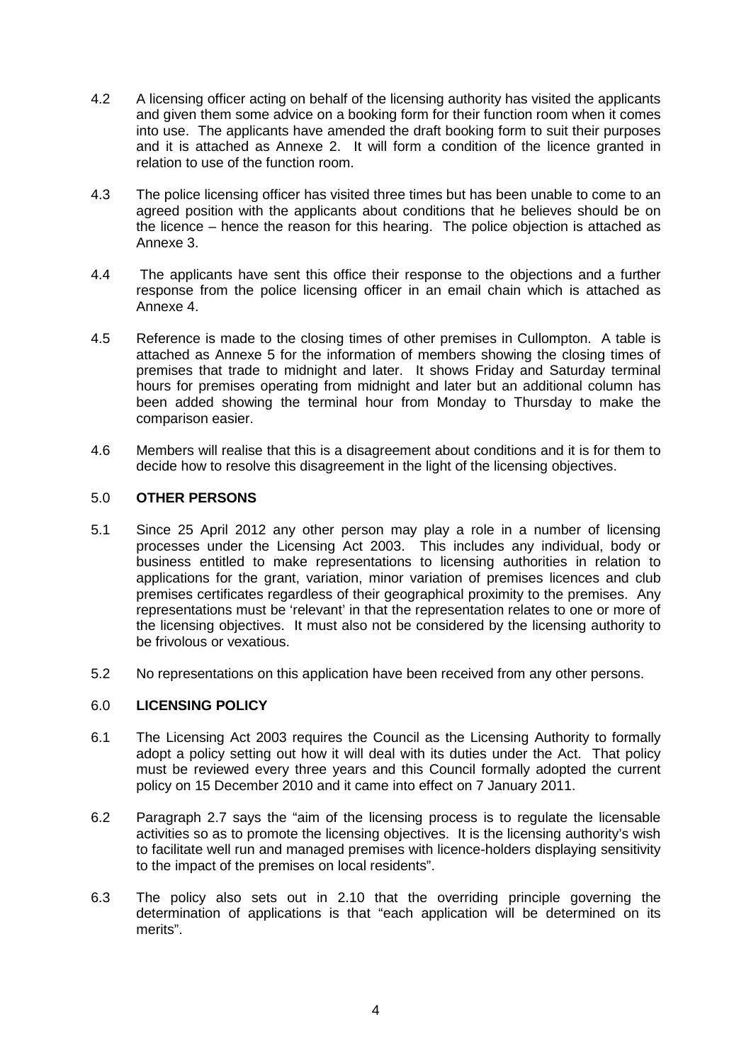4.2 A licensing officer acting on behalf of the licensing authority has visited the applicants and given them some advice on a booking form for their function room when it comes into use. The applicants have amended the draft booking form to suit their purposes and it is attached as Annexe 2. It will form a condition of the licence granted in relation to use of the function room.

4.3 The police licensing officer has visited three times but has been unable to come to an agreed position with the applicants about conditions that he believes should be on the licence – hence the reason for this hearing. The police objection is attached as Annexe 3.

4.4 The applicants have sent this office their response to the objections and a further response from the police licensing officer in an email chain which is attached as Annexe 4.

4.5 Reference is made to the closing times of other premises in Cullompton. A table is attached as Annexe 5 for the information of members showing the closing times of premises that trade to midnight and later. It shows Friday and Saturday terminal hours for premises operating from midnight and later but an additional column has been added showing the terminal hour from Monday to Thursday to make the comparison easier.

4.6 Members will realise that this is a disagreement about conditions and it is for them to decide how to resolve this disagreement in the light of the licensing objectives.

## 5.0 OTHER PERSONS

5.1 Since 25 April 2012 any other person may play a role in a number of licensing processes under the Licensing Act 2003. This includes any individual, body or business entitled to make representations to licensing authorities in relation to applications for the grant, variation, minor variation of premises licences and club premises certificates regardless of their geographical proximity to the premises. Any representations must be 'relevant' in that the representation relates to one or more of the licensing objectives. It must also not be considered by the licensing authority to be frivolous or vexatious.

5.2 No representations on this application have been received from any other persons.

## 6.0 LICENSING POLICY

6.1 The Licensing Act 2003 requires the Council as the Licensing Authority to formally adopt a policy setting out how it will deal with its duties under the Act. That policy must be reviewed every three years and this Council formally adopted the current policy on 15 December 2010 and it came into effect on 7 January 2011.

6.2 Paragraph 2.7 says the "aim of the licensing process is to regulate the licensable activities so as to promote the licensing objectives. It is the licensing authority's wish to facilitate well run and managed premises with licence-holders displaying sensitivity to the impact of the premises on local residents".

6.3 The policy also sets out in 2.10 that the overriding principle governing the determination of applications is that "each application will be determined on its merits".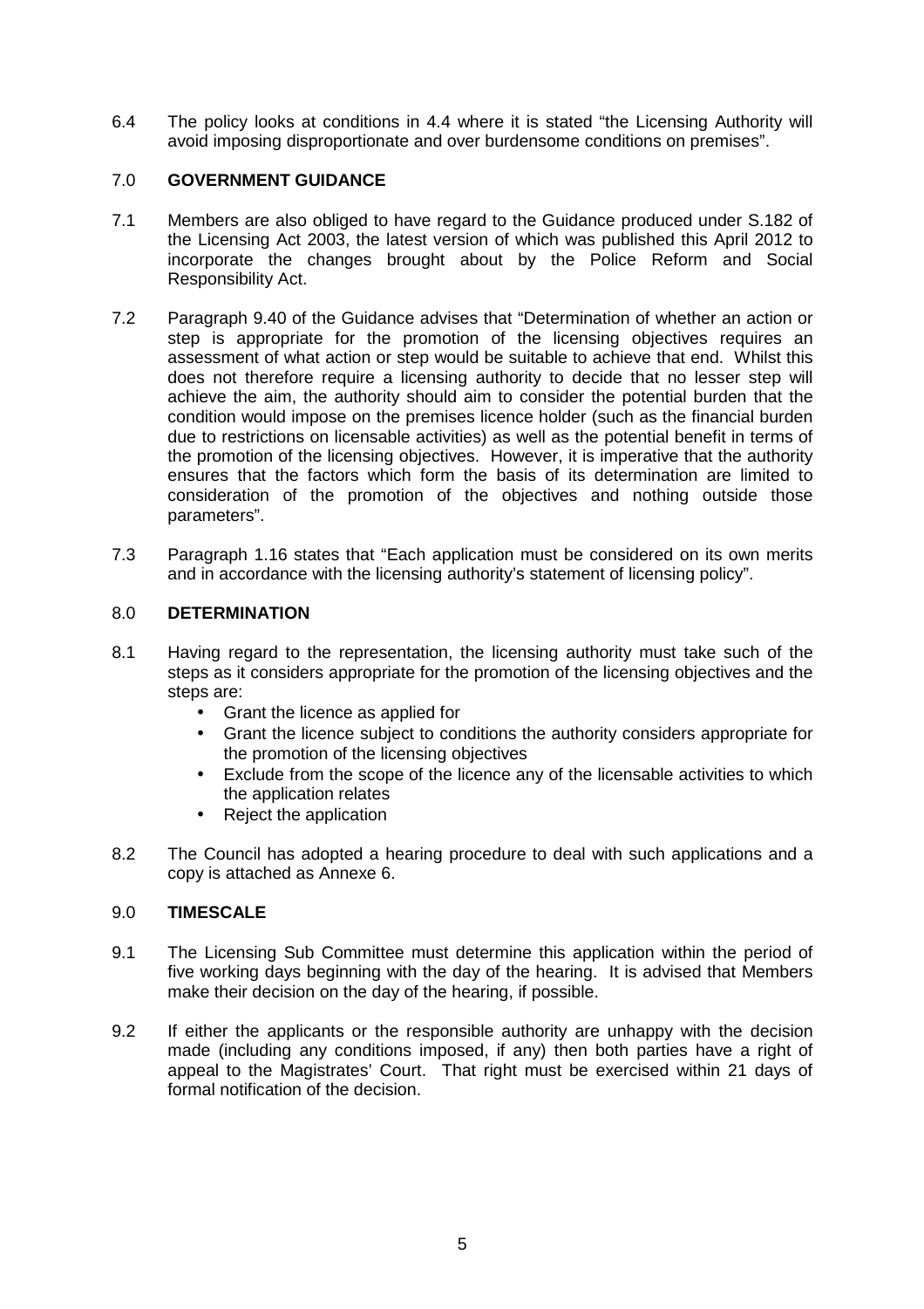6.4 The policy looks at conditions in 4.4 where it is stated "the Licensing Authority will avoid imposing disproportionate and over burdensome conditions on premises".

## 7.0 GOVERNMENT GUIDANCE

7.1 Members are also obliged to have regard to the Guidance produced under S.182 of the Licensing Act 2003, the latest version of which was published this April 2012 to incorporate the changes brought about by the Police Reform and Social Responsibility Act.

7.2 Paragraph 9.40 of the Guidance advises that "Determination of whether an action or step is appropriate for the promotion of the licensing objectives requires an assessment of what action or step would be suitable to achieve that end. Whilst this does not therefore require a licensing authority to decide that no lesser step will achieve the aim, the authority should aim to consider the potential burden that the condition would impose on the premises licence holder (such as the financial burden due to restrictions on licensable activities) as well as the potential benefit in terms of the promotion of the licensing objectives. However, it is imperative that the authority ensures that the factors which form the basis of its determination are limited to consideration of the promotion of the objectives and nothing outside those parameters".

7.3 Paragraph 1.16 states that "Each application must be considered on its own merits and in accordance with the licensing authority's statement of licensing policy".

## 8.0 DETERMINATION

8.1 Having regard to the representation, the licensing authority must take such of the steps as it considers appropriate for the promotion of the licensing objectives and the steps are:

- Grant the licence as applied for
- Grant the licence subject to conditions the authority considers appropriate for the promotion of the licensing objectives
- Exclude from the scope of the licence any of the licensable activities to which the application relates
- Reject the application

8.2 The Council has adopted a hearing procedure to deal with such applications and a copy is attached as Annexe 6.

## 9.0 TIMESCALE

9.1 The Licensing Sub Committee must determine this application within the period of five working days beginning with the day of the hearing. It is advised that Members make their decision on the day of the hearing, if possible.

9.2 If either the applicants or the responsible authority are unhappy with the decision made (including any conditions imposed, if any) then both parties have a right of appeal to the Magistrates' Court. That right must be exercised within 21 days of formal notification of the decision.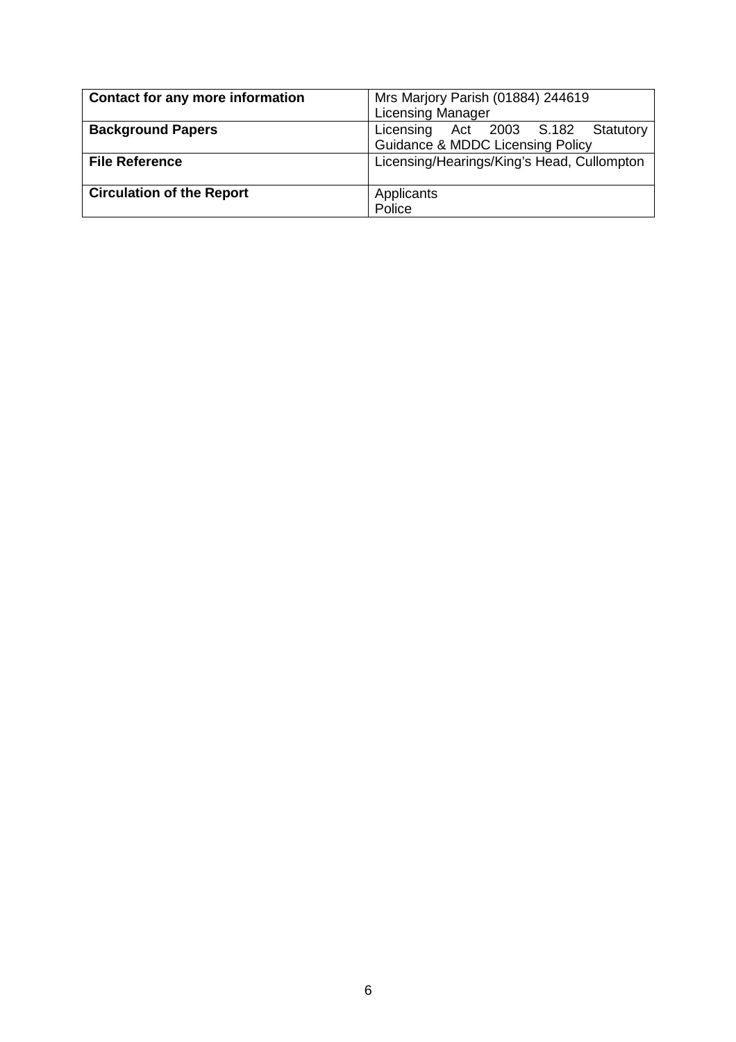| **Contact for any more information** | Mrs Marjory Parish (01884) 244619<br>Licensing Manager |
|---|---|
| **Background Papers** | Licensing Act 2003 S.182 Statutory Guidance & MDDC Licensing Policy |
| **File Reference** | Licensing/Hearings/King's Head, Cullompton |
| **Circulation of the Report** | Applicants<br>Police |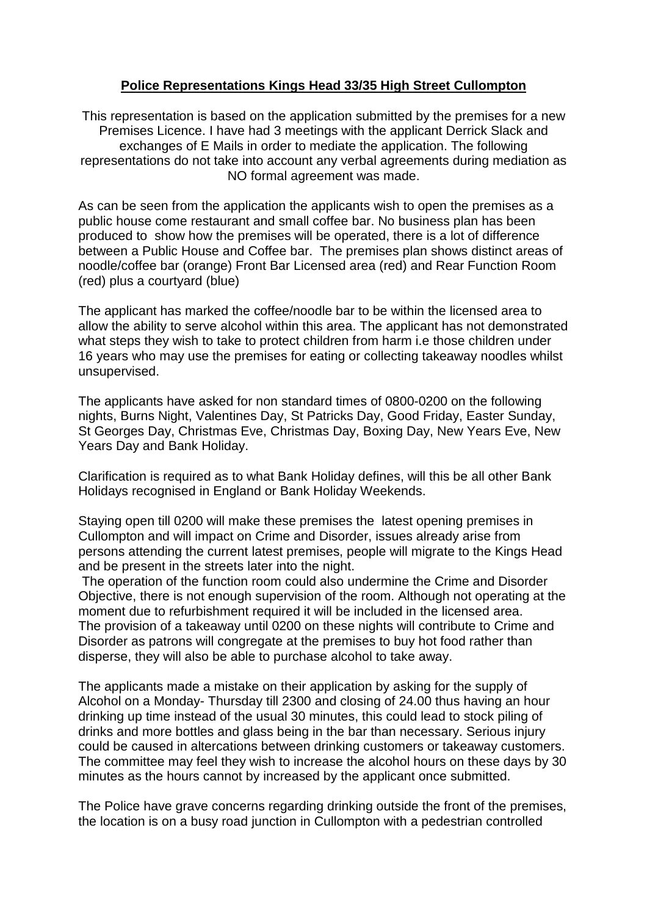**Police Representations Kings Head 33/35 High Street Cullompton**

This representation is based on the application submitted by the premises for a new Premises Licence. I have had 3 meetings with the applicant Derrick Slack and exchanges of E Mails in order to mediate the application. The following representations do not take into account any verbal agreements during mediation as NO formal agreement was made.

As can be seen from the application the applicants wish to open the premises as a public house come restaurant and small coffee bar. No business plan has been produced to show how the premises will be operated, there is a lot of difference between a Public House and Coffee bar. The premises plan shows distinct areas of noodle/coffee bar (orange) Front Bar Licensed area (red) and Rear Function Room (red) plus a courtyard (blue)

The applicant has marked the coffee/noodle bar to be within the licensed area to allow the ability to serve alcohol within this area. The applicant has not demonstrated what steps they wish to take to protect children from harm i.e those children under 16 years who may use the premises for eating or collecting takeaway noodles whilst unsupervised.

The applicants have asked for non standard times of 0800-0200 on the following nights, Burns Night, Valentines Day, St Patricks Day, Good Friday, Easter Sunday, St Georges Day, Christmas Eve, Christmas Day, Boxing Day, New Years Eve, New Years Day and Bank Holiday.

Clarification is required as to what Bank Holiday defines, will this be all other Bank Holidays recognised in England or Bank Holiday Weekends.

Staying open till 0200 will make these premises the latest opening premises in Cullompton and will impact on Crime and Disorder, issues already arise from persons attending the current latest premises, people will migrate to the Kings Head and be present in the streets later into the night.

The operation of the function room could also undermine the Crime and Disorder Objective, there is not enough supervision of the room. Although not operating at the moment due to refurbishment required it will be included in the licensed area.
The provision of a takeaway until 0200 on these nights will contribute to Crime and Disorder as patrons will congregate at the premises to buy hot food rather than disperse, they will also be able to purchase alcohol to take away.

The applicants made a mistake on their application by asking for the supply of Alcohol on a Monday- Thursday till 2300 and closing of 24.00 thus having an hour drinking up time instead of the usual 30 minutes, this could lead to stock piling of drinks and more bottles and glass being in the bar than necessary. Serious injury could be caused in altercations between drinking customers or takeaway customers. The committee may feel they wish to increase the alcohol hours on these days by 30 minutes as the hours cannot by increased by the applicant once submitted.

The Police have grave concerns regarding drinking outside the front of the premises, the location is on a busy road junction in Cullompton with a pedestrian controlled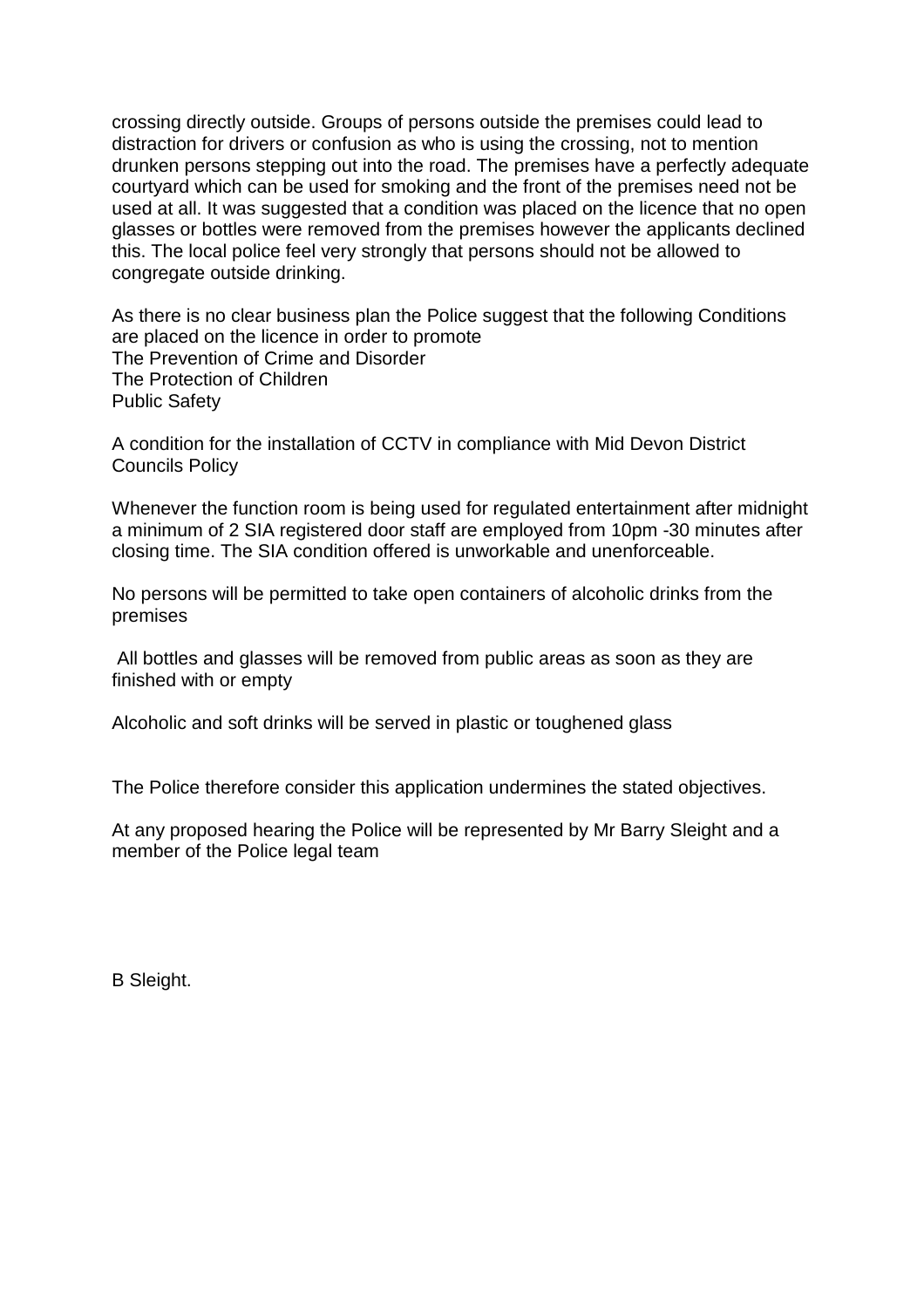crossing directly outside. Groups of persons outside the premises could lead to distraction for drivers or confusion as who is using the crossing, not to mention drunken persons stepping out into the road. The premises have a perfectly adequate courtyard which can be used for smoking and the front of the premises need not be used at all. It was suggested that a condition was placed on the licence that no open glasses or bottles were removed from the premises however the applicants declined this. The local police feel very strongly that persons should not be allowed to congregate outside drinking.

As there is no clear business plan the Police suggest that the following Conditions are placed on the licence in order to promote
The Prevention of Crime and Disorder
The Protection of Children
Public Safety

A condition for the installation of CCTV in compliance with Mid Devon District Councils Policy

Whenever the function room is being used for regulated entertainment after midnight a minimum of 2 SIA registered door staff are employed from 10pm -30 minutes after closing time. The SIA condition offered is unworkable and unenforceable.

No persons will be permitted to take open containers of alcoholic drinks from the premises

All bottles and glasses will be removed from public areas as soon as they are finished with or empty

Alcoholic and soft drinks will be served in plastic or toughened glass

The Police therefore consider this application undermines the stated objectives.

At any proposed hearing the Police will be represented by Mr Barry Sleight and a member of the Police legal team

B Sleight.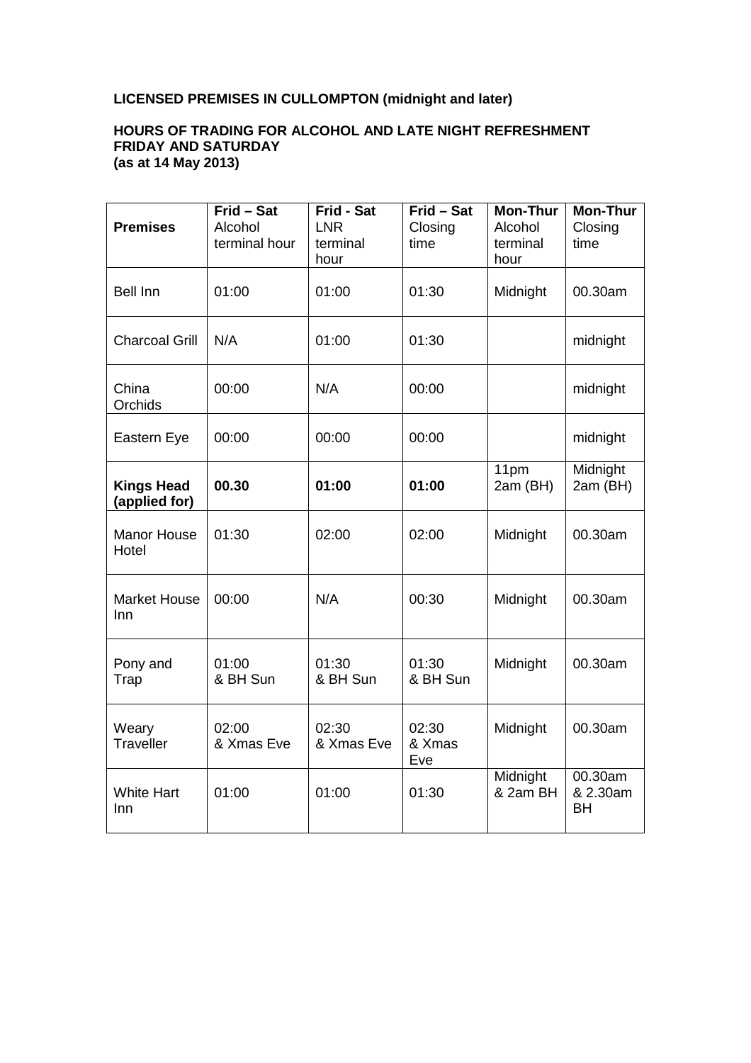**LICENSED PREMISES IN CULLOMPTON (midnight and later)**

**HOURS OF TRADING FOR ALCOHOL AND LATE NIGHT REFRESHMENT FRIDAY AND SATURDAY (as at 14 May 2013)**

| **Premises** | **Frid – Sat** Alcohol terminal hour | **Frid - Sat** LNR terminal hour | **Frid – Sat** Closing time | **Mon-Thur** Alcohol terminal hour | **Mon-Thur** Closing time |
|---|---|---|---|---|---|
| Bell Inn | 01:00 | 01:00 | 01:30 | Midnight | 00.30am |
| Charcoal Grill | N/A | 01:00 | 01:30 | | midnight |
| China Orchids | 00:00 | N/A | 00:00 | | midnight |
| Eastern Eye | 00:00 | 00:00 | 00:00 | | midnight |
| **Kings Head (applied for)** | **00.30** | **01:00** | **01:00** | 11pm 2am (BH) | Midnight 2am (BH) |
| Manor House Hotel | 01:30 | 02:00 | 02:00 | Midnight | 00.30am |
| Market House Inn | 00:00 | N/A | 00:30 | Midnight | 00.30am |
| Pony and Trap | 01:00 & BH Sun | 01:30 & BH Sun | 01:30 & BH Sun | Midnight | 00.30am |
| Weary Traveller | 02:00 & Xmas Eve | 02:30 & Xmas Eve | 02:30 & Xmas Eve | Midnight | 00.30am |
| White Hart Inn | 01:00 | 01:00 | 01:30 | Midnight & 2am BH | 00.30am & 2.30am BH |